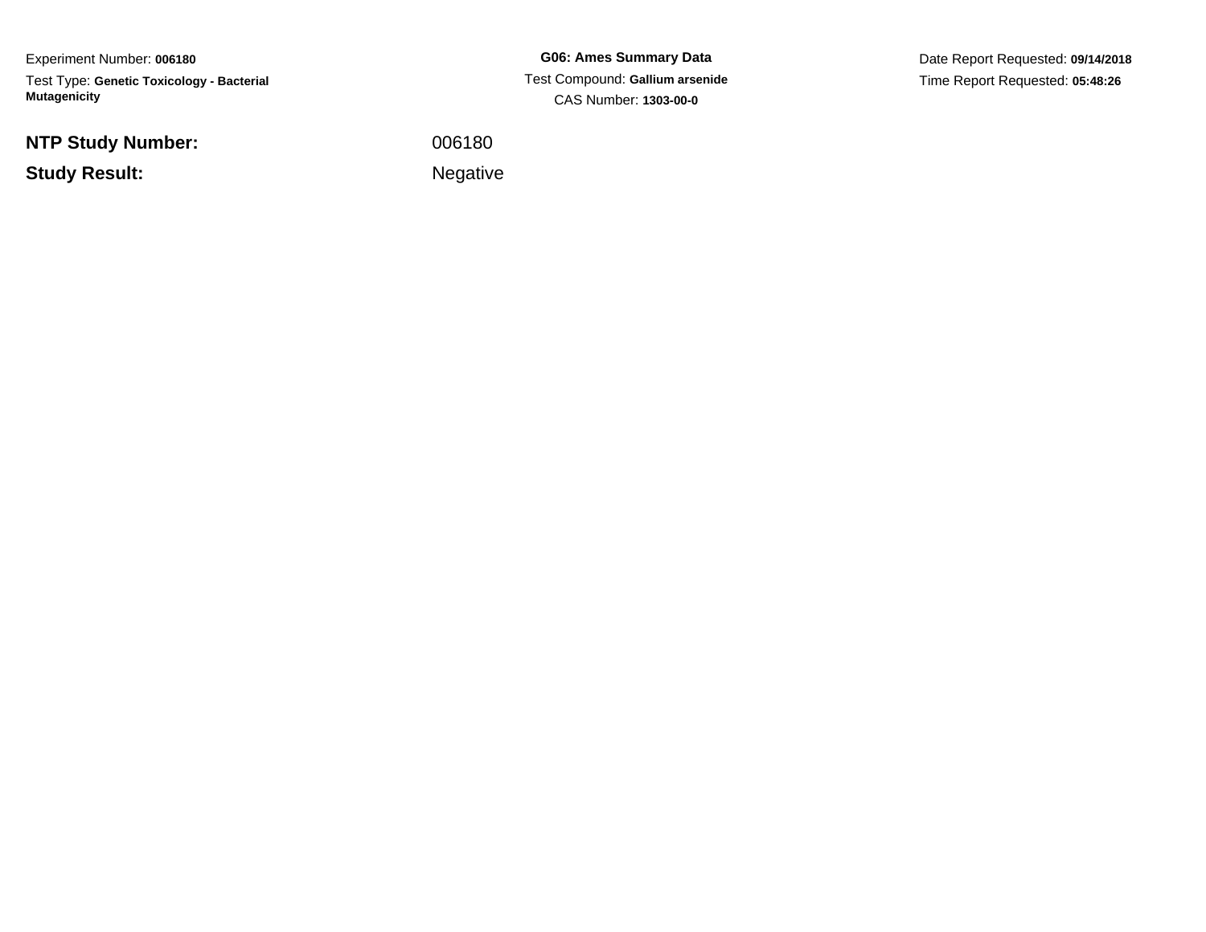Experiment Number: **006180**

Test Type: **Genetic Toxicology - Bacterial Mutagenicity**

**G06: Ames Summary Data**

Test Compound: **Gallium arsenide**

CAS Number: **1303-00-0**

Date Report Requested: **09/14/2018**

Time Report Requested: **05:48:26**

**NTP Study Number:** 006180

**Study Result:** Negative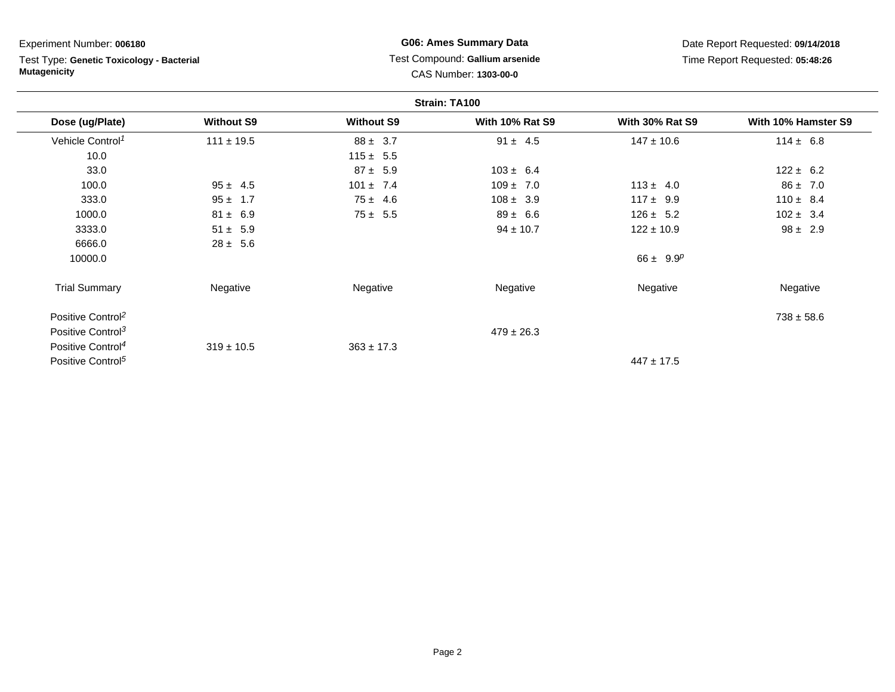Experiment Number: **006180**

Test Type: **Genetic Toxicology - Bacterial Mutagenicity**

**G06: Ames Summary Data**

Test Compound: **Gallium arsenide**

CAS Number: **1303-00-0**

Date Report Requested: **09/14/2018**

Time Report Requested: **05:48:26**

**Strain: TA100**

| Dose (ug/Plate) | Without S9 | Without S9 | With 10% Rat S9 | With 30% Rat S9 | With 10% Hamster S9 |
|---|---|---|---|---|---|
| Vehicle Control[1] | 111 ± 19.5 | 88 ± 3.7 | 91 ± 4.5 | 147 ± 10.6 | 114 ± 6.8 |
| 10.0 | | 115 ± 5.5 | | | |
| 33.0 | | 87 ± 5.9 | 103 ± 6.4 | | 122 ± 6.2 |
| 100.0 | 95 ± 4.5 | 101 ± 7.4 | 109 ± 7.0 | 113 ± 4.0 | 86 ± 7.0 |
| 333.0 | 95 ± 1.7 | 75 ± 4.6 | 108 ± 3.9 | 117 ± 9.9 | 110 ± 8.4 |
| 1000.0 | 81 ± 6.9 | 75 ± 5.5 | 89 ± 6.6 | 126 ± 5.2 | 102 ± 3.4 |
| 3333.0 | 51 ± 5.9 | | 94 ± 10.7 | 122 ± 10.9 | 98 ± 2.9 |
| 6666.0 | 28 ± 5.6 | | | | |
| 10000.0 | | | | 66 ± 9.9[p] | |
| Trial Summary | Negative | Negative | Negative | Negative | Negative |
| Positive Control[2] | | | | | 738 ± 58.6 |
| Positive Control[3] | | | 479 ± 26.3 | | |
| Positive Control[4] | 319 ± 10.5 | 363 ± 17.3 | | | |
| Positive Control[5] | | | | 447 ± 17.5 | |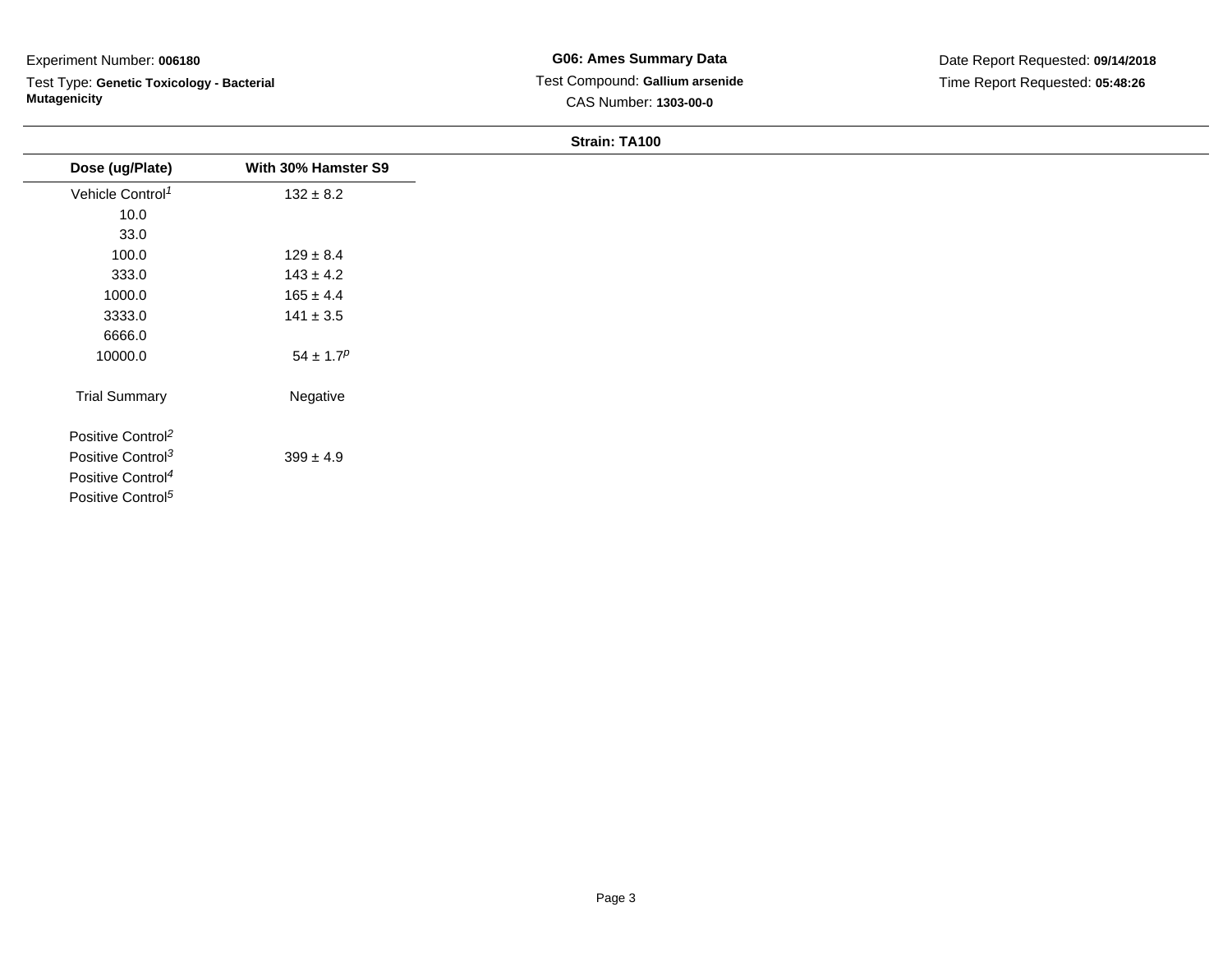Experiment Number: **006180**

Test Type: **Genetic Toxicology - Bacterial Mutagenicity**

**G06: Ames Summary Data**

Test Compound: **Gallium arsenide**

CAS Number: **1303-00-0**

Date Report Requested: **09/14/2018**

Time Report Requested: **05:48:26**

**Strain: TA100**

| Dose (ug/Plate) | With 30% Hamster S9 |
|---|---|
| Vehicle Control[1] | 132 ± 8.2 |
| 10.0 | |
| 33.0 | |
| 100.0 | 129 ± 8.4 |
| 333.0 | 143 ± 4.2 |
| 1000.0 | 165 ± 4.4 |
| 3333.0 | 141 ± 3.5 |
| 6666.0 | |
| 10000.0 | 54 ± 1.7[p] |
| Trial Summary | Negative |
| Positive Control[2] | |
| Positive Control[3] | 399 ± 4.9 |
| Positive Control[4] | |
| Positive Control[5] | |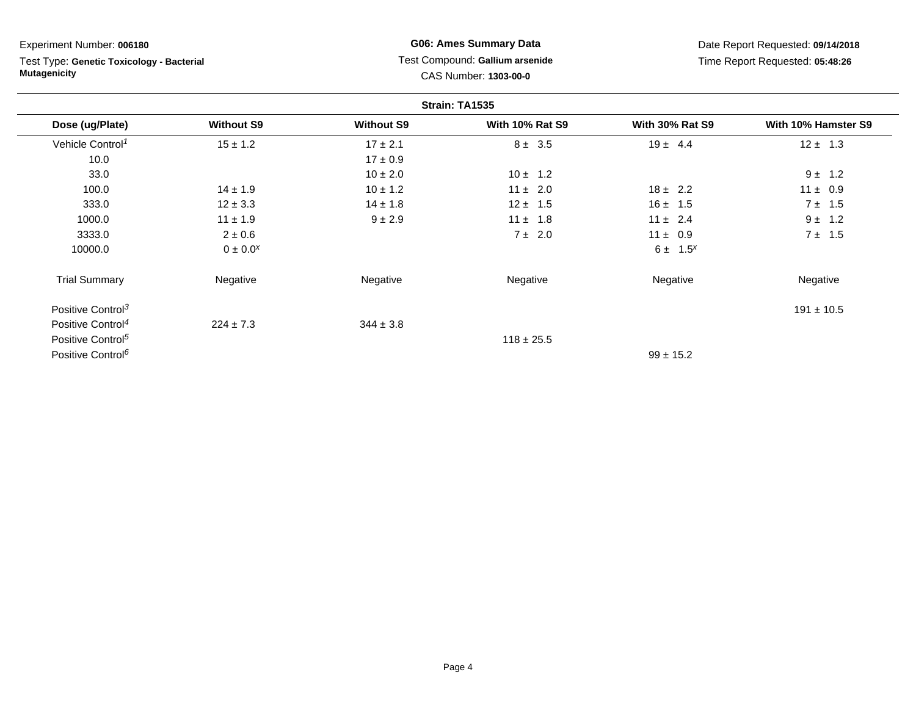Experiment Number: **006180**

Test Type: **Genetic Toxicology - Bacterial Mutagenicity**

**G06: Ames Summary Data**

Test Compound: **Gallium arsenide**

CAS Number: **1303-00-0**

Date Report Requested: **09/14/2018**

Time Report Requested: **05:48:26**

**Strain: TA1535**

| Dose (ug/Plate) | Without S9 | Without S9 | With 10% Rat S9 | With 30% Rat S9 | With 10% Hamster S9 |
|---|---|---|---|---|---|
| Vehicle Control[1] | 15 ± 1.2 | 17 ± 2.1 | 8 ± 3.5 | 19 ± 4.4 | 12 ± 1.3 |
| 10.0 | | 17 ± 0.9 | | | |
| 33.0 | | 10 ± 2.0 | 10 ± 1.2 | | 9 ± 1.2 |
| 100.0 | 14 ± 1.9 | 10 ± 1.2 | 11 ± 2.0 | 18 ± 2.2 | 11 ± 0.9 |
| 333.0 | 12 ± 3.3 | 14 ± 1.8 | 12 ± 1.5 | 16 ± 1.5 | 7 ± 1.5 |
| 1000.0 | 11 ± 1.9 | 9 ± 2.9 | 11 ± 1.8 | 11 ± 2.4 | 9 ± 1.2 |
| 3333.0 | 2 ± 0.6 | | 7 ± 2.0 | 11 ± 0.9 | 7 ± 1.5 |
| 10000.0 | 0 ± 0.0[x] | | | 6 ± 1.5[x] | |
| Trial Summary | Negative | Negative | Negative | Negative | Negative |
| Positive Control[3] | | | | | 191 ± 10.5 |
| Positive Control[4] | 224 ± 7.3 | 344 ± 3.8 | | | |
| Positive Control[5] | | | 118 ± 25.5 | | |
| Positive Control[6] | | | | 99 ± 15.2 | |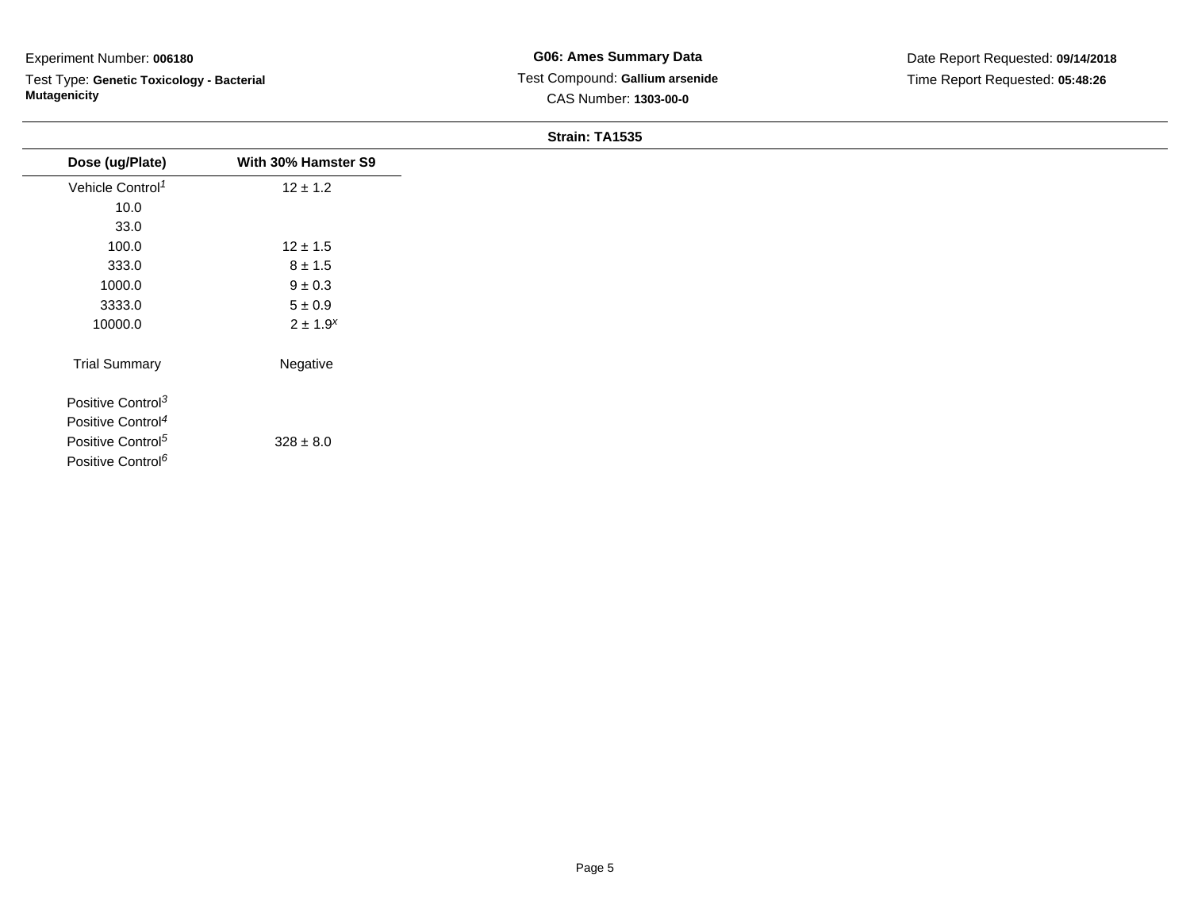Experiment Number: **006180**

Test Type: **Genetic Toxicology - Bacterial Mutagenicity**

**G06: Ames Summary Data**

Test Compound: **Gallium arsenide**

CAS Number: **1303-00-0**

Date Report Requested: **09/14/2018**

Time Report Requested: **05:48:26**

**Strain: TA1535**

| Dose (ug/Plate) | With 30% Hamster S9 |
| --- | --- |
| Vehicle Control[1] | 12 ± 1.2 |
| 10.0 | |
| 33.0 | |
| 100.0 | 12 ± 1.5 |
| 333.0 | 8 ± 1.5 |
| 1000.0 | 9 ± 0.3 |
| 3333.0 | 5 ± 0.9 |
| 10000.0 | 2 ± 1.9[x] |
| Trial Summary | Negative |
| Positive Control[3] | |
| Positive Control[4] | |
| Positive Control[5] | 328 ± 8.0 |
| Positive Control[6] | |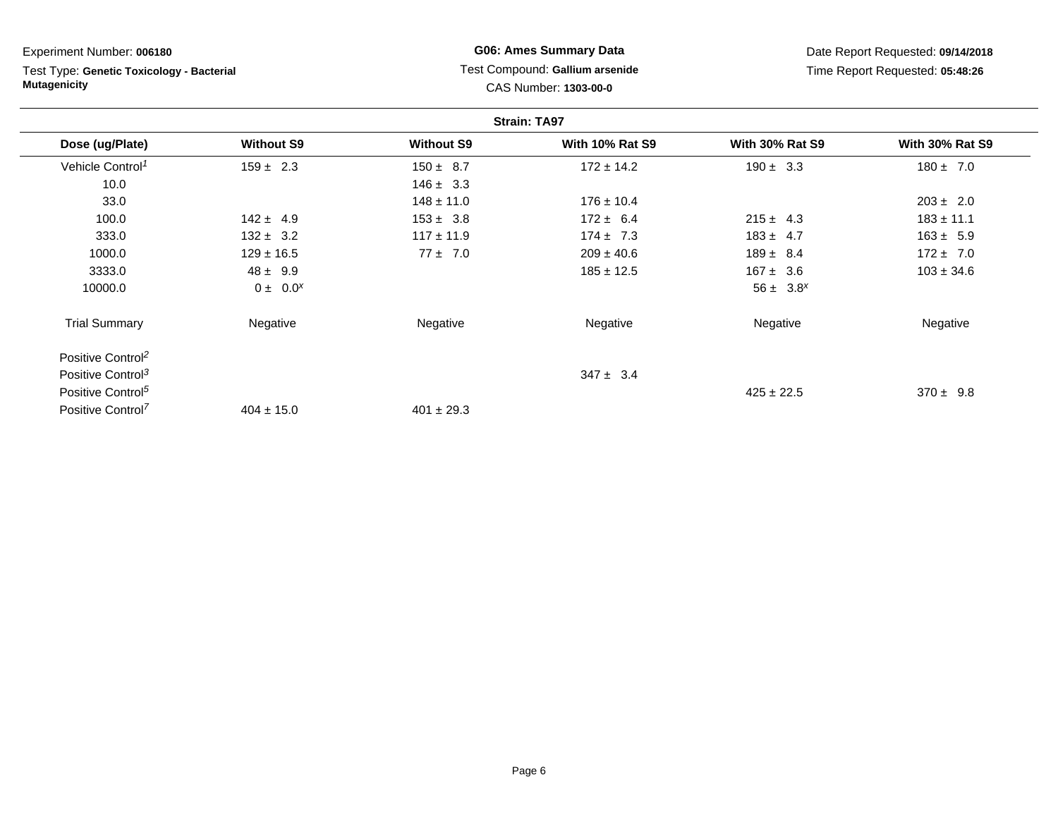Experiment Number: **006180**

Test Type: **Genetic Toxicology - Bacterial Mutagenicity**

**G06: Ames Summary Data**

Test Compound: **Gallium arsenide**

CAS Number: **1303-00-0**

Date Report Requested: **09/14/2018**

Time Report Requested: **05:48:26**

**Strain: TA97**

| Dose (ug/Plate) | Without S9 | Without S9 | With 10% Rat S9 | With 30% Rat S9 | With 30% Rat S9 |
|---|---|---|---|---|---|
| Vehicle Control[1] | 159 ± 2.3 | 150 ± 8.7 | 172 ± 14.2 | 190 ± 3.3 | 180 ± 7.0 |
| 10.0 | | 146 ± 3.3 | | | |
| 33.0 | | 148 ± 11.0 | 176 ± 10.4 | | 203 ± 2.0 |
| 100.0 | 142 ± 4.9 | 153 ± 3.8 | 172 ± 6.4 | 215 ± 4.3 | 183 ± 11.1 |
| 333.0 | 132 ± 3.2 | 117 ± 11.9 | 174 ± 7.3 | 183 ± 4.7 | 163 ± 5.9 |
| 1000.0 | 129 ± 16.5 | 77 ± 7.0 | 209 ± 40.6 | 189 ± 8.4 | 172 ± 7.0 |
| 3333.0 | 48 ± 9.9 | | 185 ± 12.5 | 167 ± 3.6 | 103 ± 34.6 |
| 10000.0 | 0 ± 0.0[x] | | | 56 ± 3.8[x] | |
| Trial Summary | Negative | Negative | Negative | Negative | Negative |
| Positive Control[2] | | | | | |
| Positive Control[3] | | | 347 ± 3.4 | | |
| Positive Control[5] | | | | 425 ± 22.5 | 370 ± 9.8 |
| Positive Control[7] | 404 ± 15.0 | 401 ± 29.3 | | | |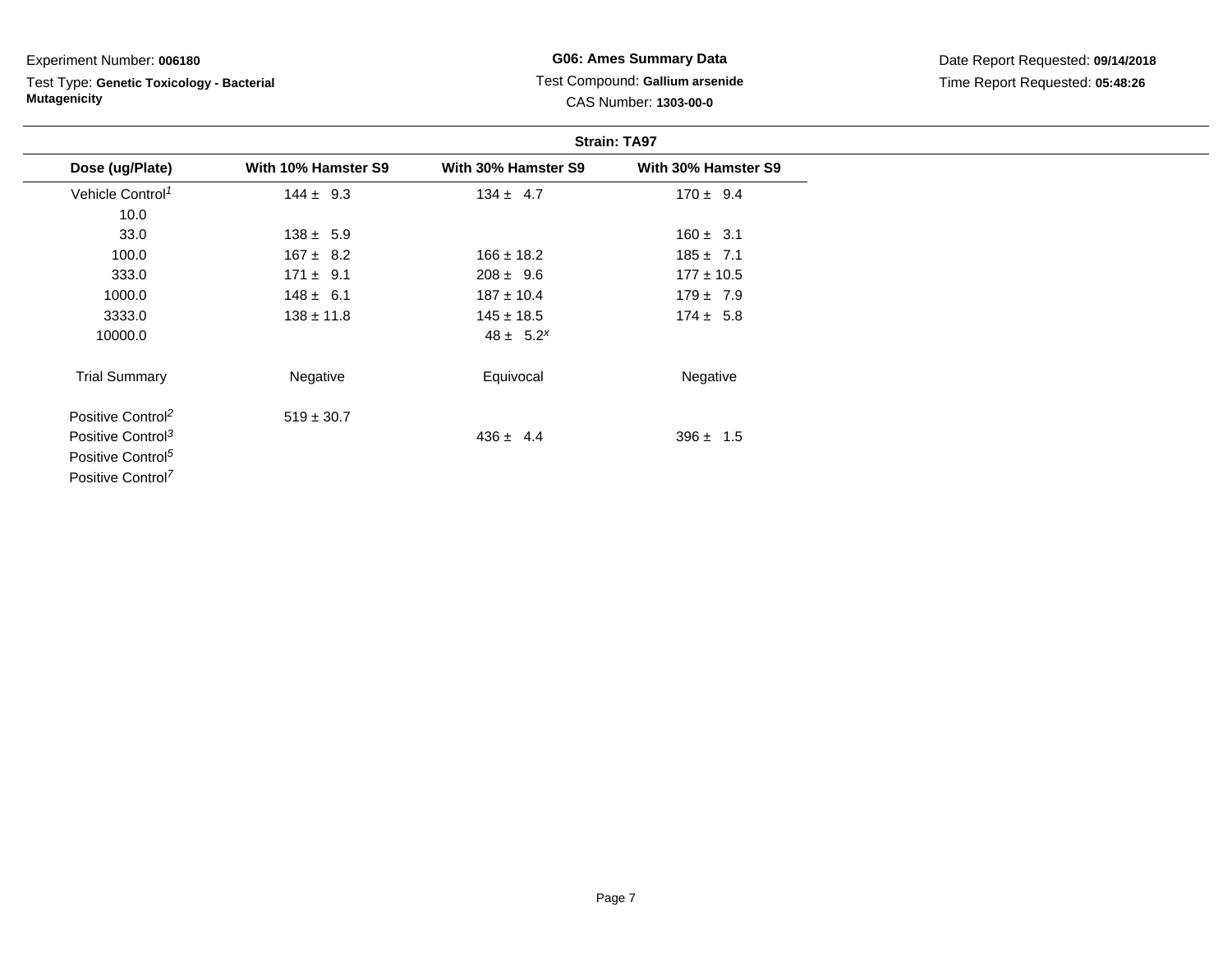Experiment Number: **006180**

Test Type: **Genetic Toxicology - Bacterial Mutagenicity**

**G06: Ames Summary Data**

Test Compound: **Gallium arsenide**

CAS Number: **1303-00-0**

Date Report Requested: **09/14/2018**

Time Report Requested: **05:48:26**

**Strain: TA97**

| Dose (ug/Plate) | With 10% Hamster S9 | With 30% Hamster S9 | With 30% Hamster S9 |
|---|---|---|---|
| Vehicle Control[1] | 144 ± 9.3 | 134 ± 4.7 | 170 ± 9.4 |
| 10.0 | | | |
| 33.0 | 138 ± 5.9 | | 160 ± 3.1 |
| 100.0 | 167 ± 8.2 | 166 ± 18.2 | 185 ± 7.1 |
| 333.0 | 171 ± 9.1 | 208 ± 9.6 | 177 ± 10.5 |
| 1000.0 | 148 ± 6.1 | 187 ± 10.4 | 179 ± 7.9 |
| 3333.0 | 138 ± 11.8 | 145 ± 18.5 | 174 ± 5.8 |
| 10000.0 | | 48 ± 5.2[x] | |
| Trial Summary | Negative | Equivocal | Negative |
| Positive Control[2] | 519 ± 30.7 | | |
| Positive Control[3] | | 436 ± 4.4 | 396 ± 1.5 |
| Positive Control[5] | | | |
| Positive Control[7] | | | |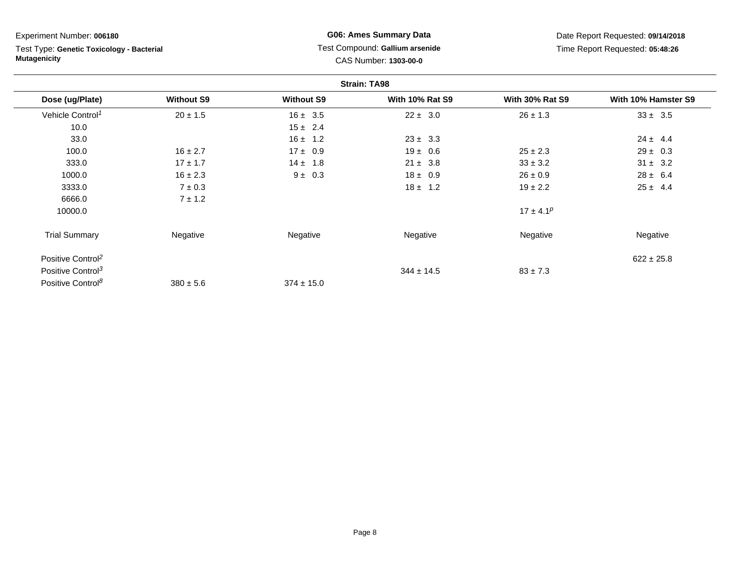Experiment Number: **006180**

Test Type: **Genetic Toxicology - Bacterial Mutagenicity**

**G06: Ames Summary Data**

Test Compound: **Gallium arsenide**

CAS Number: **1303-00-0**

Date Report Requested: **09/14/2018**

Time Report Requested: **05:48:26**

**Strain: TA98**

| Dose (ug/Plate) | Without S9 | Without S9 | With 10% Rat S9 | With 30% Rat S9 | With 10% Hamster S9 |
|---|---|---|---|---|---|
| Vehicle Control[1] | 20 ± 1.5 | 16 ± 3.5 | 22 ± 3.0 | 26 ± 1.3 | 33 ± 3.5 |
| 10.0 | | 15 ± 2.4 | | | |
| 33.0 | | 16 ± 1.2 | 23 ± 3.3 | | 24 ± 4.4 |
| 100.0 | 16 ± 2.7 | 17 ± 0.9 | 19 ± 0.6 | 25 ± 2.3 | 29 ± 0.3 |
| 333.0 | 17 ± 1.7 | 14 ± 1.8 | 21 ± 3.8 | 33 ± 3.2 | 31 ± 3.2 |
| 1000.0 | 16 ± 2.3 | 9 ± 0.3 | 18 ± 0.9 | 26 ± 0.9 | 28 ± 6.4 |
| 3333.0 | 7 ± 0.3 | | 18 ± 1.2 | 19 ± 2.2 | 25 ± 4.4 |
| 6666.0 | 7 ± 1.2 | | | | |
| 10000.0 | | | | 17 ± 4.1[p] | |
| Trial Summary | Negative | Negative | Negative | Negative | Negative |
| Positive Control[2] | | | | | 622 ± 25.8 |
| Positive Control[3] | | | 344 ± 14.5 | 83 ± 7.3 | |
| Positive Control[8] | 380 ± 5.6 | 374 ± 15.0 | | | |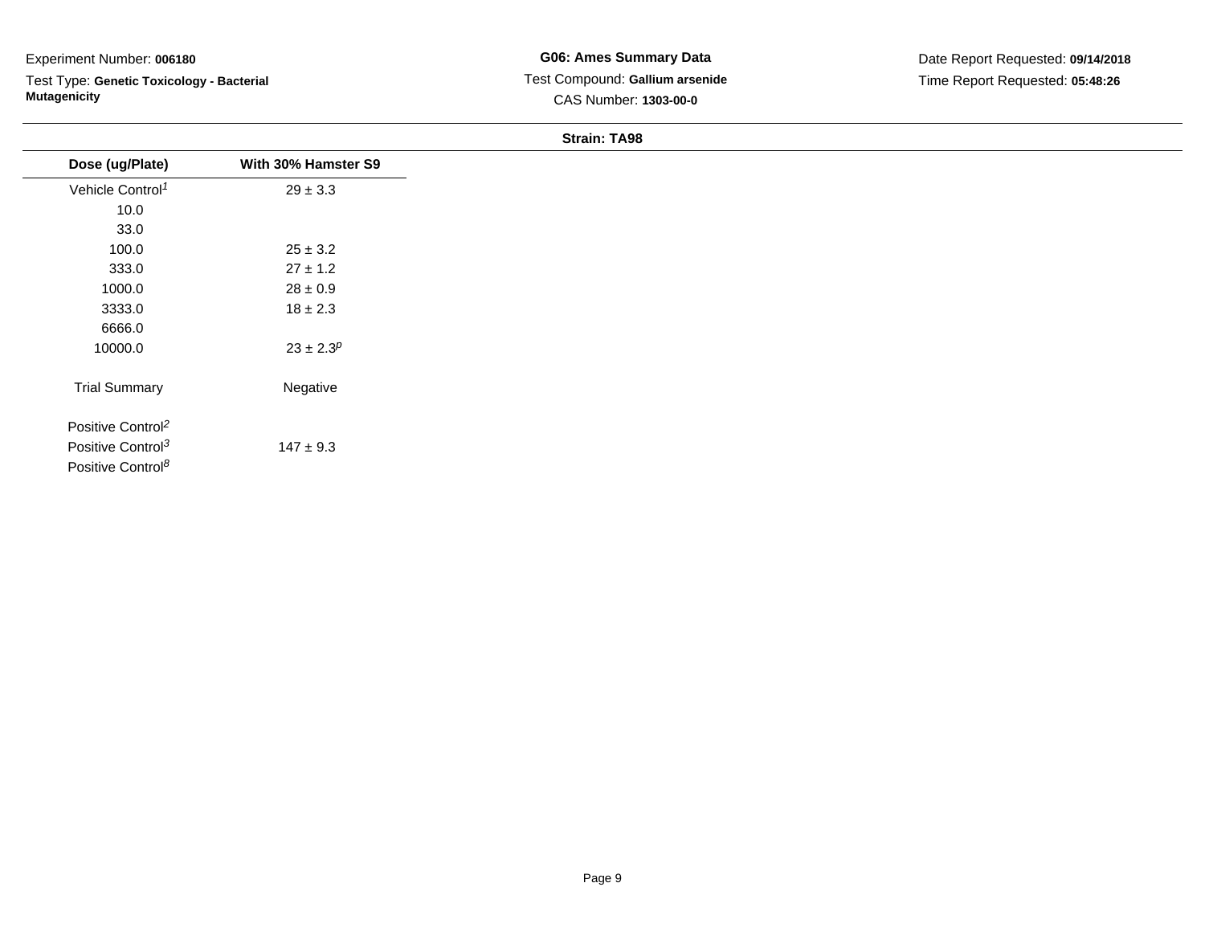Experiment Number: **006180**

Test Type: **Genetic Toxicology - Bacterial Mutagenicity**

**G06: Ames Summary Data**

Test Compound: **Gallium arsenide**

CAS Number: **1303-00-0**

Date Report Requested: **09/14/2018**

Time Report Requested: **05:48:26**

**Strain: TA98**

| Dose (ug/Plate) | With 30% Hamster S9 |
| --- | --- |
| Vehicle Control[1] | 29 ± 3.3 |
| 10.0 | |
| 33.0 | |
| 100.0 | 25 ± 3.2 |
| 333.0 | 27 ± 1.2 |
| 1000.0 | 28 ± 0.9 |
| 3333.0 | 18 ± 2.3 |
| 6666.0 | |
| 10000.0 | 23 ± 2.3[p] |
| Trial Summary | Negative |
| Positive Control[2] | |
| Positive Control[3] | 147 ± 9.3 |
| Positive Control[8] | |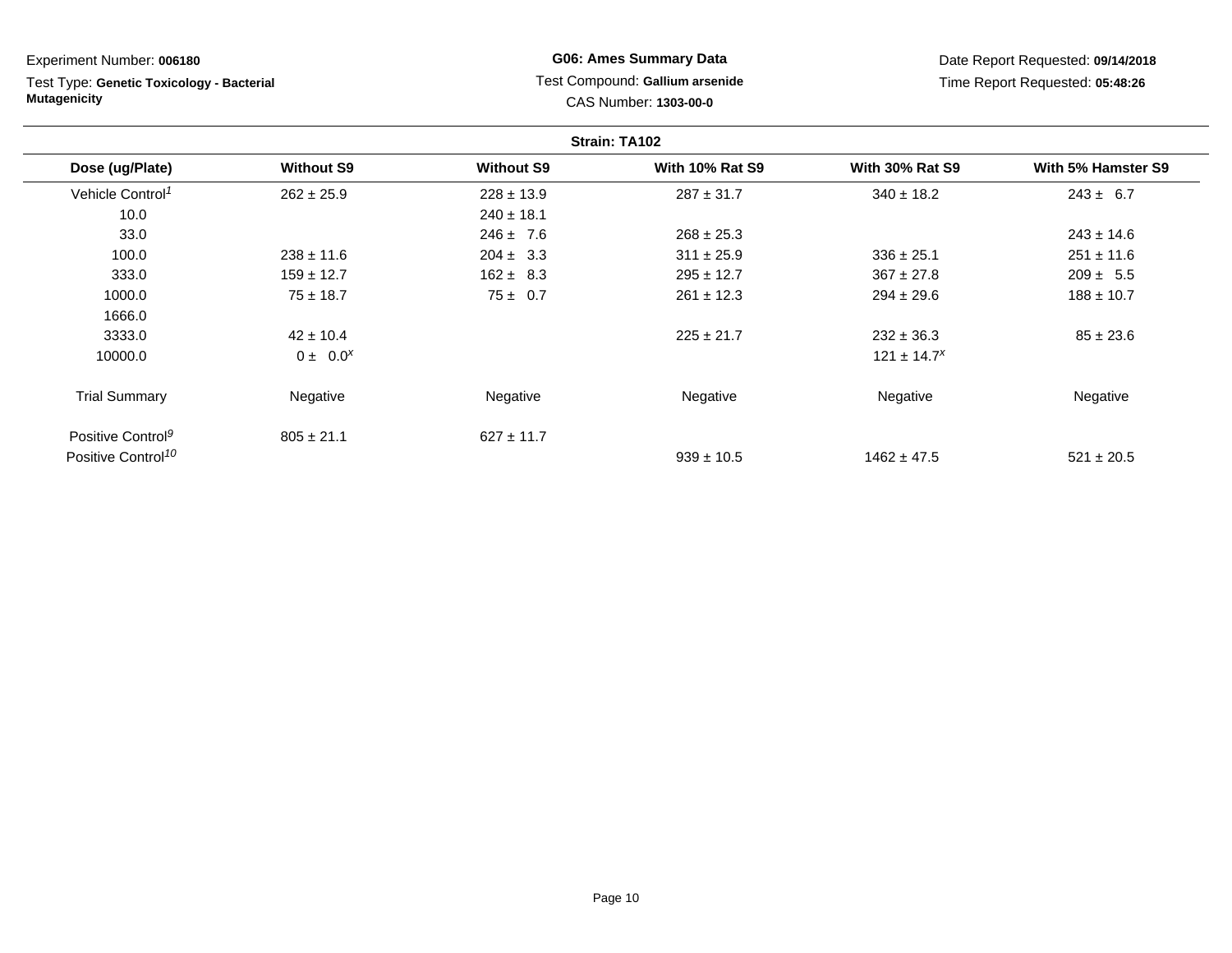Experiment Number: **006180**

Test Type: **Genetic Toxicology - Bacterial Mutagenicity**

**G06: Ames Summary Data**

Test Compound: **Gallium arsenide**

CAS Number: **1303-00-0**

Date Report Requested: **09/14/2018**

Time Report Requested: **05:48:26**

**Strain: TA102**

| Dose (ug/Plate) | Without S9 | Without S9 | With 10% Rat S9 | With 30% Rat S9 | With 5% Hamster S9 |
|---|---|---|---|---|---|
| Vehicle Control[1] | 262 ± 25.9 | 228 ± 13.9 | 287 ± 31.7 | 340 ± 18.2 | 243 ± 6.7 |
| 10.0 | | 240 ± 18.1 | | | |
| 33.0 | | 246 ± 7.6 | 268 ± 25.3 | | 243 ± 14.6 |
| 100.0 | 238 ± 11.6 | 204 ± 3.3 | 311 ± 25.9 | 336 ± 25.1 | 251 ± 11.6 |
| 333.0 | 159 ± 12.7 | 162 ± 8.3 | 295 ± 12.7 | 367 ± 27.8 | 209 ± 5.5 |
| 1000.0 | 75 ± 18.7 | 75 ± 0.7 | 261 ± 12.3 | 294 ± 29.6 | 188 ± 10.7 |
| 1666.0 | | | | | |
| 3333.0 | 42 ± 10.4 | | 225 ± 21.7 | 232 ± 36.3 | 85 ± 23.6 |
| 10000.0 | 0 ± 0.0[x] | | | 121 ± 14.7[x] | |
| Trial Summary | Negative | Negative | Negative | Negative | Negative |
| Positive Control[9] | 805 ± 21.1 | 627 ± 11.7 | | | |
| Positive Control[10] | | | 939 ± 10.5 | 1462 ± 47.5 | 521 ± 20.5 |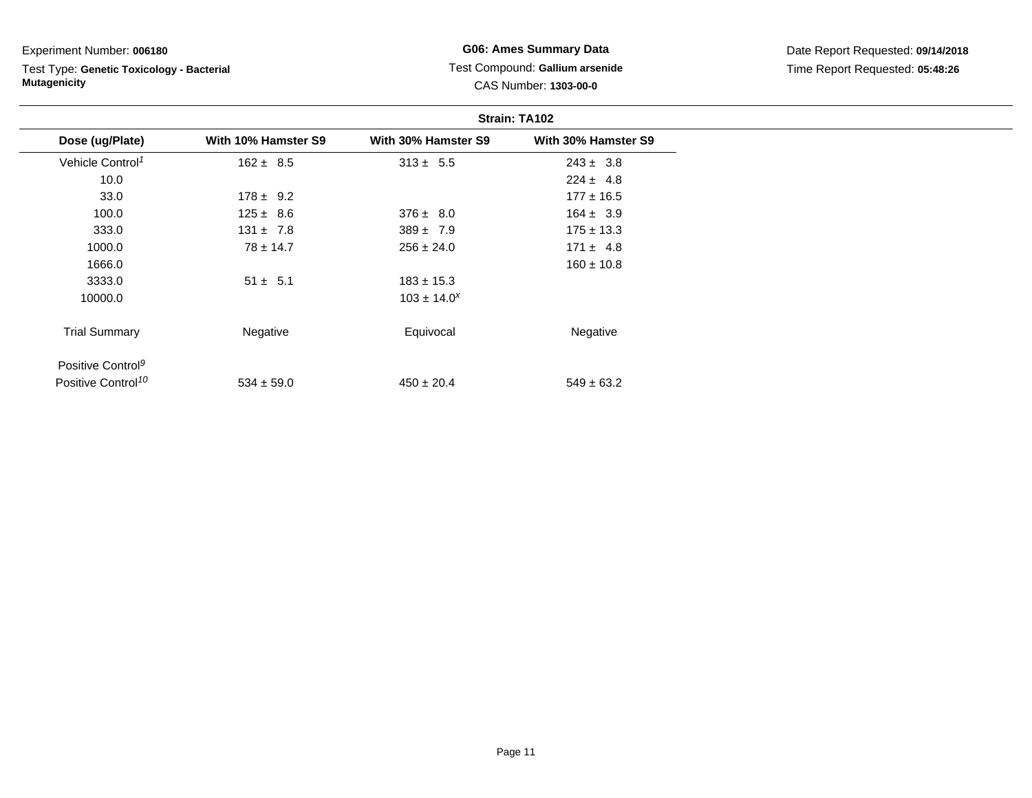Experiment Number: **006180**

Test Type: **Genetic Toxicology - Bacterial Mutagenicity**

**G06: Ames Summary Data**

Test Compound: **Gallium arsenide**

CAS Number: **1303-00-0**

Date Report Requested: **09/14/2018**

Time Report Requested: **05:48:26**

**Strain: TA102**

| Dose (ug/Plate) | With 10% Hamster S9 | With 30% Hamster S9 | With 30% Hamster S9 |
|---|---|---|---|
| Vehicle Control[1] | 162 ± 8.5 | 313 ± 5.5 | 243 ± 3.8 |
| 10.0 | | | 224 ± 4.8 |
| 33.0 | 178 ± 9.2 | | 177 ± 16.5 |
| 100.0 | 125 ± 8.6 | 376 ± 8.0 | 164 ± 3.9 |
| 333.0 | 131 ± 7.8 | 389 ± 7.9 | 175 ± 13.3 |
| 1000.0 | 78 ± 14.7 | 256 ± 24.0 | 171 ± 4.8 |
| 1666.0 | | | 160 ± 10.8 |
| 3333.0 | 51 ± 5.1 | 183 ± 15.3 | |
| 10000.0 | | 103 ± 14.0[x] | |
| Trial Summary | Negative | Equivocal | Negative |
| Positive Control[9] | | | |
| Positive Control[10] | 534 ± 59.0 | 450 ± 20.4 | 549 ± 63.2 |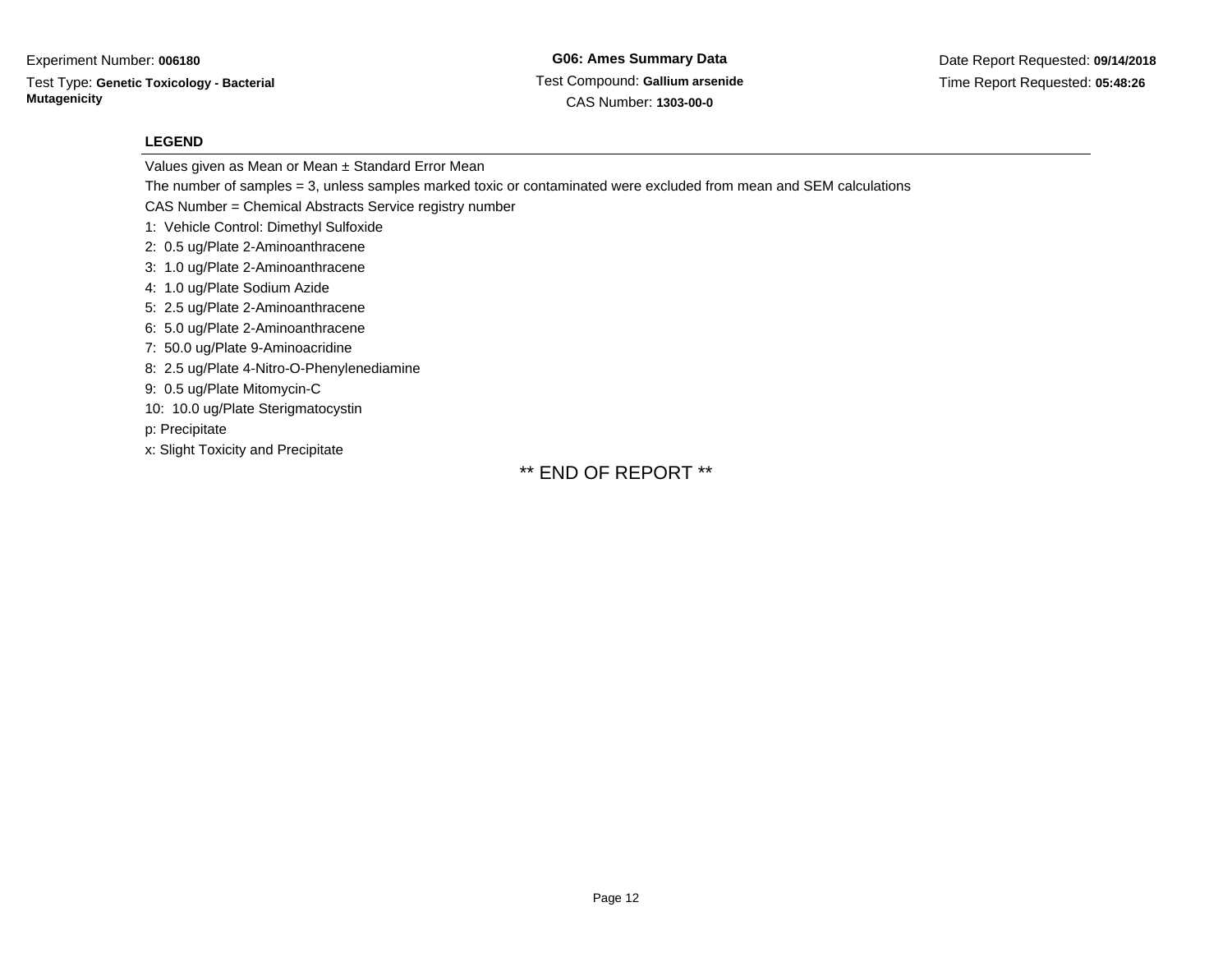Experiment Number: **006180**

Test Type: **Genetic Toxicology - Bacterial Mutagenicity**

**G06: Ames Summary Data**

Test Compound: **Gallium arsenide**

CAS Number: **1303-00-0**

Date Report Requested: **09/14/2018**

Time Report Requested: **05:48:26**

**LEGEND**

Values given as Mean or Mean ± Standard Error Mean

The number of samples = 3, unless samples marked toxic or contaminated were excluded from mean and SEM calculations

CAS Number = Chemical Abstracts Service registry number

1: Vehicle Control: Dimethyl Sulfoxide

2: 0.5 ug/Plate 2-Aminoanthracene

3: 1.0 ug/Plate 2-Aminoanthracene

4: 1.0 ug/Plate Sodium Azide

5: 2.5 ug/Plate 2-Aminoanthracene

6: 5.0 ug/Plate 2-Aminoanthracene

7: 50.0 ug/Plate 9-Aminoacridine

8: 2.5 ug/Plate 4-Nitro-O-Phenylenediamine

9: 0.5 ug/Plate Mitomycin-C

10: 10.0 ug/Plate Sterigmatocystin

p: Precipitate

x: Slight Toxicity and Precipitate

** END OF REPORT **